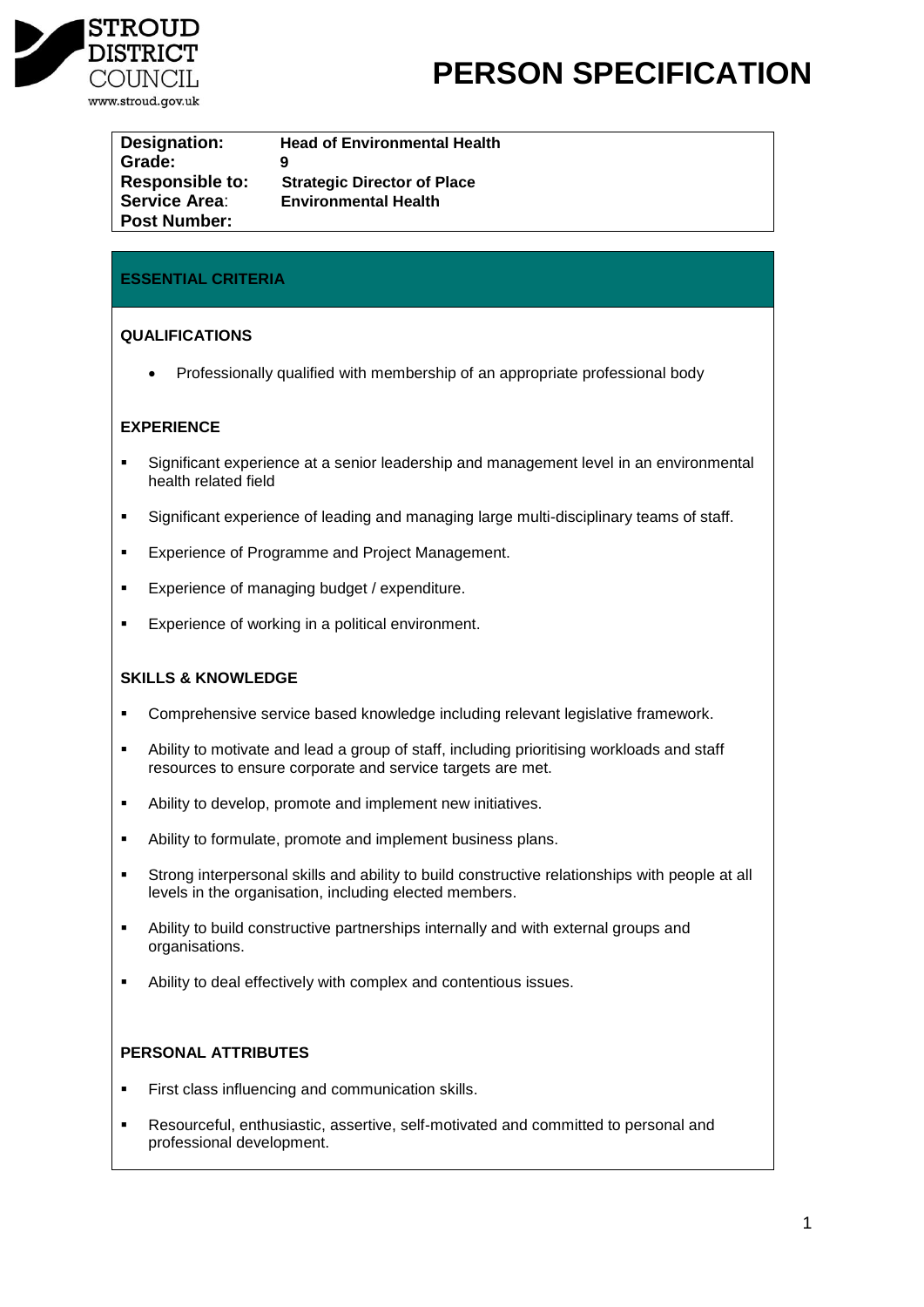STROUD DISTRICT COUNCIL
www.stroud.gov.uk

# PERSON SPECIFICATION

| | |
|---|---|
| **Designation:** | **Head of Environmental Health** |
| **Grade:** | **9** |
| **Responsible to:** | **Strategic Director of Place** |
| **Service Area**: | **Environmental Health** |
| **Post Number:** | |

## ESSENTIAL CRITERIA

### QUALIFICATIONS

- Professionally qualified with membership of an appropriate professional body

### EXPERIENCE

- Significant experience at a senior leadership and management level in an environmental health related field
- Significant experience of leading and managing large multi-disciplinary teams of staff.
- Experience of Programme and Project Management.
- Experience of managing budget / expenditure.
- Experience of working in a political environment.

### SKILLS & KNOWLEDGE

- Comprehensive service based knowledge including relevant legislative framework.
- Ability to motivate and lead a group of staff, including prioritising workloads and staff resources to ensure corporate and service targets are met.
- Ability to develop, promote and implement new initiatives.
- Ability to formulate, promote and implement business plans.
- Strong interpersonal skills and ability to build constructive relationships with people at all levels in the organisation, including elected members.
- Ability to build constructive partnerships internally and with external groups and organisations.
- Ability to deal effectively with complex and contentious issues.

### PERSONAL ATTRIBUTES

- First class influencing and communication skills.
- Resourceful, enthusiastic, assertive, self-motivated and committed to personal and professional development.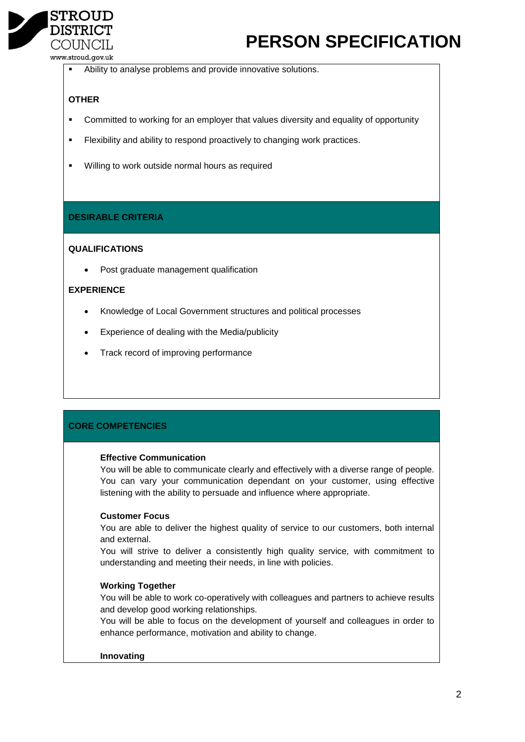- Ability to analyse problems and provide innovative solutions.

**OTHER**

- Committed to working for an employer that values diversity and equality of opportunity
- Flexibility and ability to respond proactively to changing work practices.
- Willing to work outside normal hours as required

## DESIRABLE CRITERIA

**QUALIFICATIONS**

- Post graduate management qualification

**EXPERIENCE**

- Knowledge of Local Government structures and political processes
- Experience of dealing with the Media/publicity
- Track record of improving performance

## CORE COMPETENCIES

**Effective Communication**
You will be able to communicate clearly and effectively with a diverse range of people. You can vary your communication dependant on your customer, using effective listening with the ability to persuade and influence where appropriate.

**Customer Focus**
You are able to deliver the highest quality of service to our customers, both internal and external.
You will strive to deliver a consistently high quality service, with commitment to understanding and meeting their needs, in line with policies.

**Working Together**
You will be able to work co-operatively with colleagues and partners to achieve results and develop good working relationships.
You will be able to focus on the development of yourself and colleagues in order to enhance performance, motivation and ability to change.

**Innovating**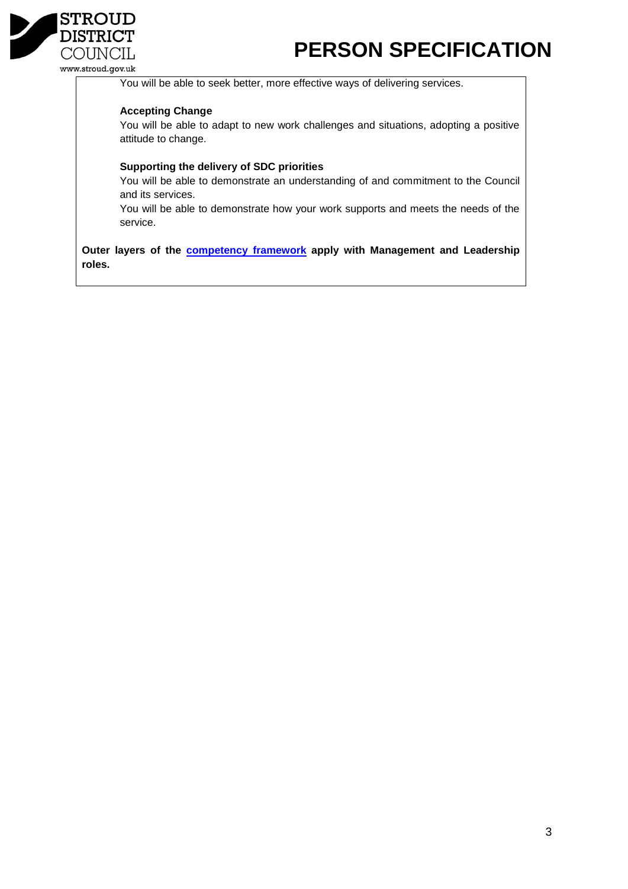You will be able to seek better, more effective ways of delivering services.

**Accepting Change**

You will be able to adapt to new work challenges and situations, adopting a positive attitude to change.

**Supporting the delivery of SDC priorities**

You will be able to demonstrate an understanding of and commitment to the Council and its services.

You will be able to demonstrate how your work supports and meets the needs of the service.

**Outer layers of the competency framework apply with Management and Leadership roles.**